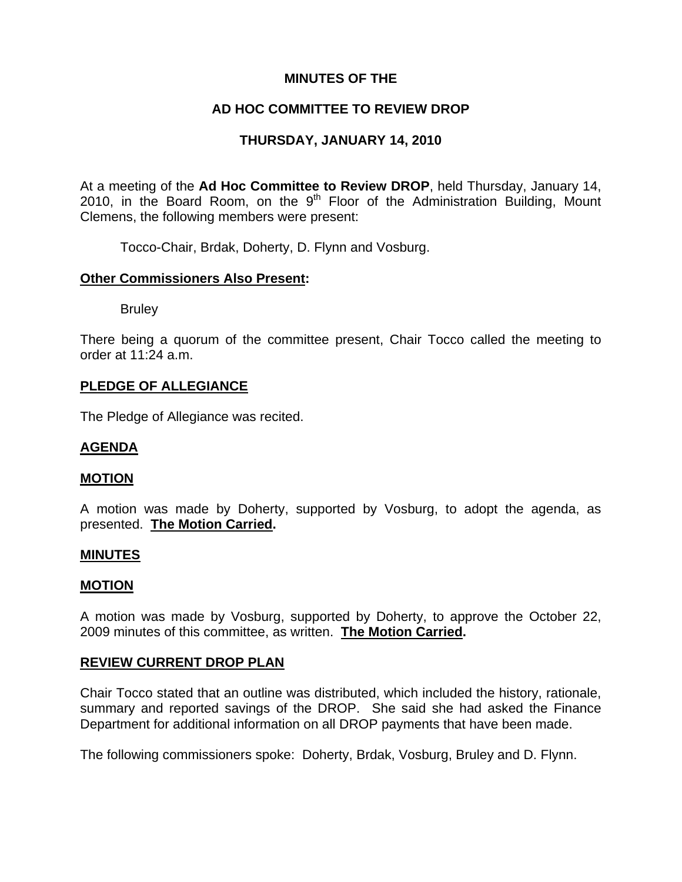# MINUTES OF THE

# AD HOC COMMITTEE TO REVIEW DROP

# THURSDAY, JANUARY 14, 2010

At a meeting of the **Ad Hoc Committee to Review DROP**, held Thursday, January 14, 2010, in the Board Room, on the 9th Floor of the Administration Building, Mount Clemens, the following members were present:

Tocco-Chair, Brdak, Doherty, D. Flynn and Vosburg.

**Other Commissioners Also Present:**

Bruley

There being a quorum of the committee present, Chair Tocco called the meeting to order at 11:24 a.m.

**PLEDGE OF ALLEGIANCE**

The Pledge of Allegiance was recited.

**AGENDA**

**MOTION**

A motion was made by Doherty, supported by Vosburg, to adopt the agenda, as presented. **The Motion Carried.**

**MINUTES**

**MOTION**

A motion was made by Vosburg, supported by Doherty, to approve the October 22, 2009 minutes of this committee, as written. **The Motion Carried.**

**REVIEW CURRENT DROP PLAN**

Chair Tocco stated that an outline was distributed, which included the history, rationale, summary and reported savings of the DROP. She said she had asked the Finance Department for additional information on all DROP payments that have been made.

The following commissioners spoke: Doherty, Brdak, Vosburg, Bruley and D. Flynn.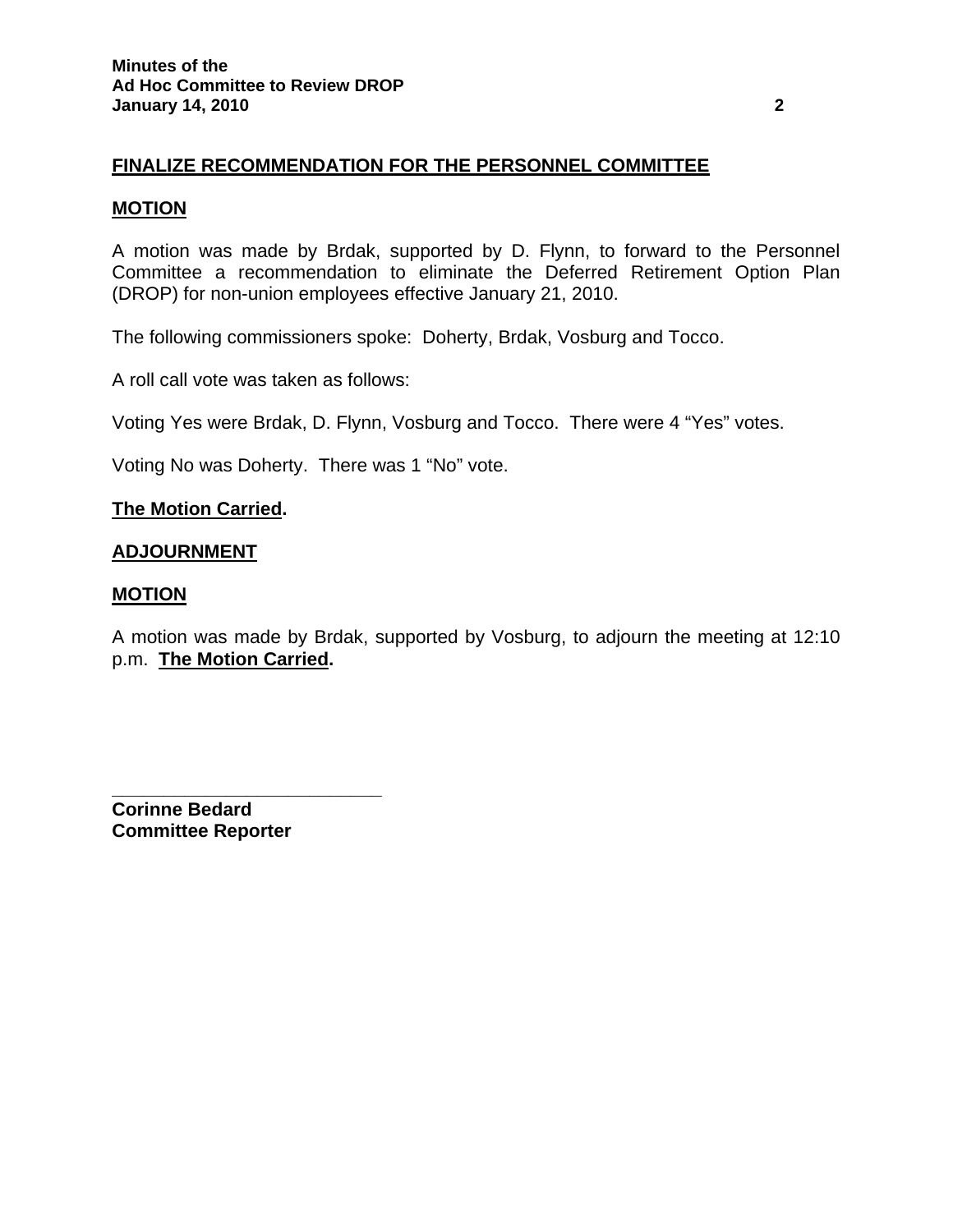## FINALIZE RECOMMENDATION FOR THE PERSONNEL COMMITTEE

### MOTION

A motion was made by Brdak, supported by D. Flynn, to forward to the Personnel Committee a recommendation to eliminate the Deferred Retirement Option Plan (DROP) for non-union employees effective January 21, 2010.

The following commissioners spoke: Doherty, Brdak, Vosburg and Tocco.

A roll call vote was taken as follows:

Voting Yes were Brdak, D. Flynn, Vosburg and Tocco. There were 4 "Yes" votes.

Voting No was Doherty. There was 1 "No" vote.

**The Motion Carried.**

## ADJOURNMENT

### MOTION

A motion was made by Brdak, supported by Vosburg, to adjourn the meeting at 12:10 p.m. **The Motion Carried.**

\_\_\_\_\_\_\_\_\_\_\_\_\_\_\_\_\_\_\_\_\_\_\_\_\_\_\_

**Corinne Bedard**
**Committee Reporter**